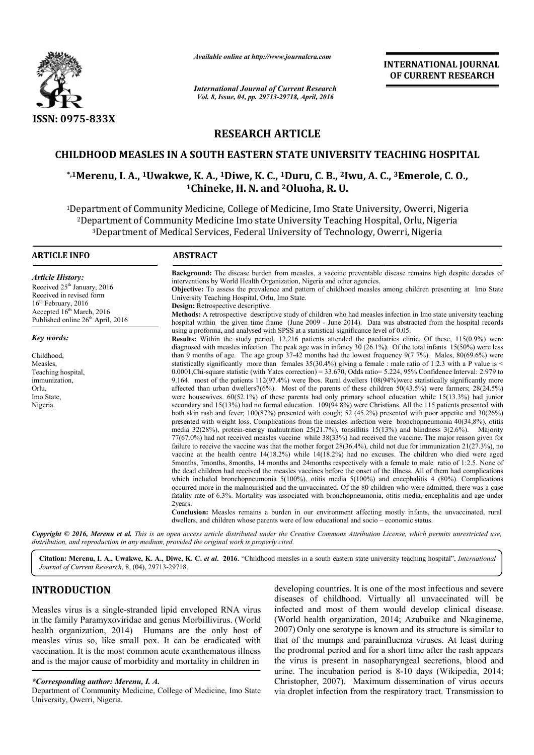Available online at http://www.journalcra.com

International Journal of Current Research
Vol. 8, Issue, 04, pp. 29713-29718, April, 2016

ISSN: 0975-833X

INTERNATIONAL JOURNAL OF CURRENT RESEARCH

# RESEARCH ARTICLE

# CHILDHOOD MEASLES IN A SOUTH EASTERN STATE UNIVERSITY TEACHING HOSPITAL

**\*,[1]Merenu, I. A., [1]Uwakwe, K. A., [1]Diwe, K. C., [1]Duru, C. B., [2]Iwu, A. C., [3]Emerole, C. O., [1]Chineke, H. N. and [2]Oluoha, R. U.**

[1]Department of Community Medicine, College of Medicine, Imo State University, Owerri, Nigeria
[2]Department of Community Medicine Imo state University Teaching Hospital, Orlu, Nigeria
[3]Department of Medical Services, Federal University of Technology, Owerri, Nigeria

## ARTICLE INFO

*Article History:*
Received 25th January, 2016
Received in revised form 16th February, 2016
Accepted 16th March, 2016
Published online 26th April, 2016

*Key words:*

Childhood,
Measles,
Teaching hospital,
immunization,
Orlu,
Imo State,
Nigeria.

## ABSTRACT

**Background:** The disease burden from measles, a vaccine preventable disease remains high despite decades of interventions by World Health Organization, Nigeria and other agencies.

**Objective:** To assess the prevalence and pattern of childhood measles among children presenting at Imo State University Teaching Hospital, Orlu, Imo State.

**Design:** Retrospective descriptive.

**Methods:** A retrospective descriptive study of children who had measles infection in Imo state university teaching hospital within the given time frame (June 2009 - June 2014). Data was abstracted from the hospital records using a proforma, and analysed with SPSS at a statistical significance level of 0.05.

**Results:** Within the study period, 12,216 patients attended the paediatrics clinic. Of these, 115(0.9%) were diagnosed with measles infection. The peak age was in infancy 30 (26.1%). Of the total infants 15(50%) were less than 9 months of age. The age group 37-42 months had the lowest frequency 9(7 7%). Males, 80(69.6%) were statistically significantly more than females 35(30.4%) giving a female : male ratio of 1:2.3 with a P value is < 0.0001,Chi-square statistic (with Yates correction) = 33.670, Odds ratio= 5.224, 95% Confidence Interval: 2.979 to 9.164. most of the patients 112(97.4%) were Ibos. Rural dwellers 108(94%)were statistically significantly more affected than urban dwellers7(6%). Most of the parents of these children 50(43.5%) were farmers; 28(24.5%) were housewives. 60(52.1%) of these parents had only primary school education while 15(13.3%) had junior secondary and 15(13%) had no formal education. 109(94.8%) were Christians. All the 115 patients presented with both skin rash and fever; 100(87%) presented with cough; 52 (45.2%) presented with poor appetite and 30(26%) presented with weight loss. Complications from the measles infection were bronchopneumonia 40(34,8%), otitis media 32(28%), protein-energy malnutrition 25(21.7%), tonsillitis 15(13%) and blindness 3(2.6%). Majority 77(67.0%) had not received measles vaccine while 38(33%) had received the vaccine. The major reason given for failure to receive the vaccine was that the mother forgot 28(36.4%), child not due for immunization 21(27.3%), no vaccine at the health centre 14(18.2%) while 14(18.2%) had no excuses. The children who died were aged 5months, 7months, 8months, 14 months and 24months respectively with a female to male ratio of 1:2.5. None of the dead children had received the measles vaccines before the onset of the illness. All of them had complications which included bronchopneumonia 5(100%), otitis media 5(100%) and encephalitis 4 (80%). Complications occurred more in the malnourished and the unvaccinated. Of the 80 children who were admitted, there was a case fatality rate of 6.3%. Mortality was associated with bronchopneumonia, otitis media, encephalitis and age under 2years.

**Conclusion:** Measles remains a burden in our environment affecting mostly infants, the unvaccinated, rural dwellers, and children whose parents were of low educational and socio – economic status.

*Copyright © 2016, Merenu et al. This is an open access article distributed under the Creative Commons Attribution License, which permits unrestricted use, distribution, and reproduction in any medium, provided the original work is properly cited.*

**Citation: Merenu, I. A., Uwakwe, K. A., Diwe, K. C. *et al*. 2016.** "Childhood measles in a south eastern state university teaching hospital", *International Journal of Current Research*, 8, (04), 29713-29718.

## INTRODUCTION

Measles virus is a single-stranded lipid enveloped RNA virus in the family Paramyxoviridae and genus Morbillivirus. (World health organization, 2014) Humans are the only host of measles virus so, like small pox. It can be eradicated with vaccination. It is the most common acute exanthematous illness and is the major cause of morbidity and mortality in children in developing countries. It is one of the most infectious and severe diseases of childhood. Virtually all unvaccinated will be infected and most of them would develop clinical disease. (World health organization, 2014; Azubuike and Nkagineme, 2007) Only one serotype is known and its structure is similar to that of the mumps and parainfluenza viruses. At least during the prodromal period and for a short time after the rash appears the virus is present in nasopharyngeal secretions, blood and urine. The incubation period is 8-10 days (Wikipedia, 2014; Christopher, 2007). Maximum dissemination of virus occurs via droplet infection from the respiratory tract. Transmission to

*\*Corresponding author: Merenu, I. A.*
Department of Community Medicine, College of Medicine, Imo State University, Owerri, Nigeria.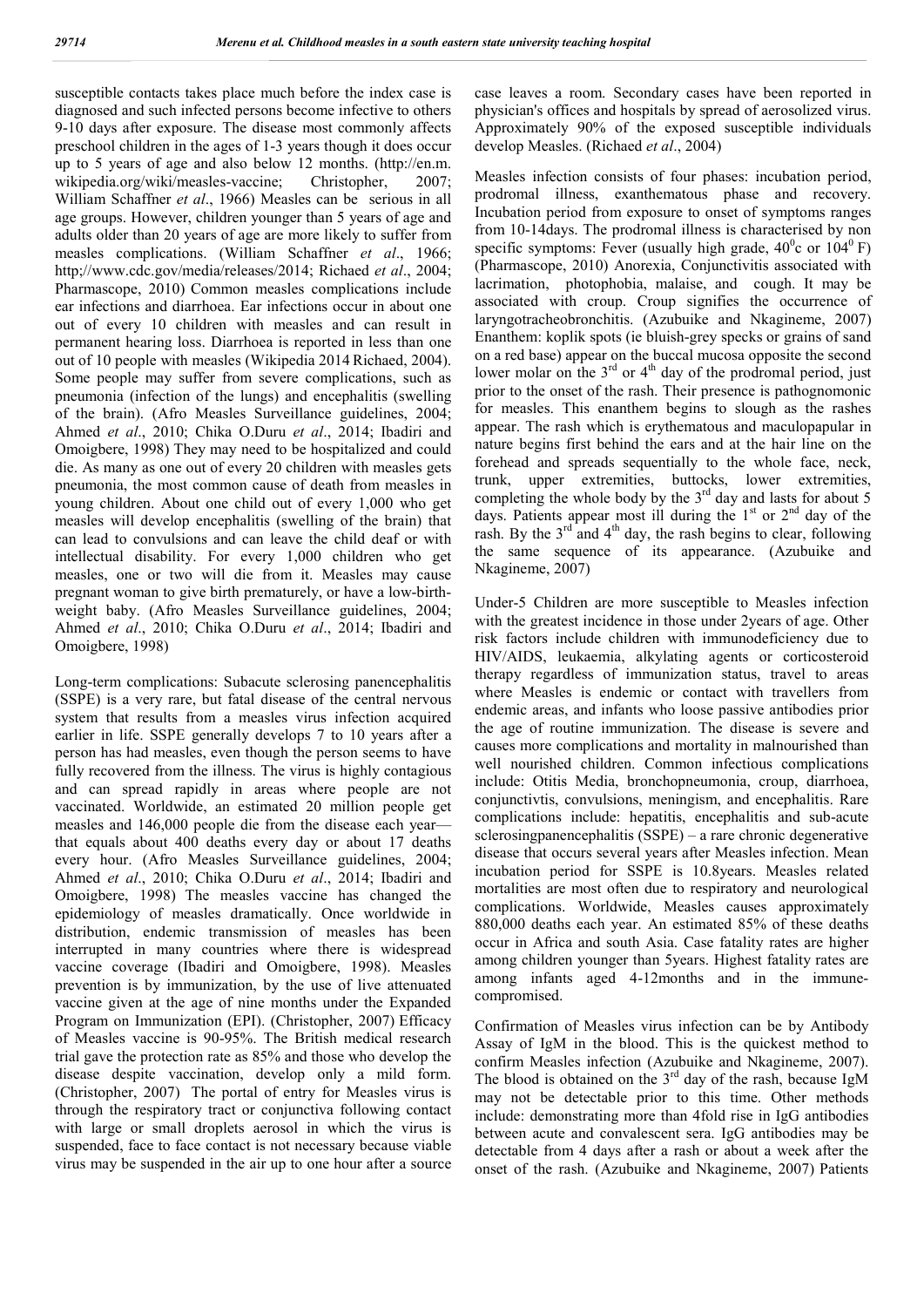susceptible contacts takes place much before the index case is diagnosed and such infected persons become infective to others 9-10 days after exposure. The disease most commonly affects preschool children in the ages of 1-3 years though it does occur up to 5 years of age and also below 12 months. (http://en.m.wikipedia.org/wiki/measles-vaccine; Christopher, 2007; William Schaffner *et al*., 1966) Measles can be serious in all age groups. However, children younger than 5 years of age and adults older than 20 years of age are more likely to suffer from measles complications. (William Schaffner *et al*., 1966; http;//www.cdc.gov/media/releases/2014; Richaed *et al*., 2004; Pharmascope, 2010) Common measles complications include ear infections and diarrhoea. Ear infections occur in about one out of every 10 children with measles and can result in permanent hearing loss. Diarrhoea is reported in less than one out of 10 people with measles (Wikipedia 2014 Richaed, 2004). Some people may suffer from severe complications, such as pneumonia (infection of the lungs) and encephalitis (swelling of the brain). (Afro Measles Surveillance guidelines, 2004; Ahmed *et al*., 2010; Chika O.Duru *et al*., 2014; Ibadiri and Omoigbere, 1998) They may need to be hospitalized and could die. As many as one out of every 20 children with measles gets pneumonia, the most common cause of death from measles in young children. About one child out of every 1,000 who get measles will develop encephalitis (swelling of the brain) that can lead to convulsions and can leave the child deaf or with intellectual disability. For every 1,000 children who get measles, one or two will die from it. Measles may cause pregnant woman to give birth prematurely, or have a low-birth-weight baby. (Afro Measles Surveillance guidelines, 2004; Ahmed *et al*., 2010; Chika O.Duru *et al*., 2014; Ibadiri and Omoigbere, 1998)

Long-term complications: Subacute sclerosing panencephalitis (SSPE) is a very rare, but fatal disease of the central nervous system that results from a measles virus infection acquired earlier in life. SSPE generally develops 7 to 10 years after a person has had measles, even though the person seems to have fully recovered from the illness. The virus is highly contagious and can spread rapidly in areas where people are not vaccinated. Worldwide, an estimated 20 million people get measles and 146,000 people die from the disease each year—that equals about 400 deaths every day or about 17 deaths every hour. (Afro Measles Surveillance guidelines, 2004; Ahmed *et al*., 2010; Chika O.Duru *et al*., 2014; Ibadiri and Omoigbere, 1998) The measles vaccine has changed the epidemiology of measles dramatically. Once worldwide in distribution, endemic transmission of measles has been interrupted in many countries where there is widespread vaccine coverage (Ibadiri and Omoigbere, 1998). Measles prevention is by immunization, by the use of live attenuated vaccine given at the age of nine months under the Expanded Program on Immunization (EPI). (Christopher, 2007) Efficacy of Measles vaccine is 90-95%. The British medical research trial gave the protection rate as 85% and those who develop the disease despite vaccination, develop only a mild form. (Christopher, 2007) The portal of entry for Measles virus is through the respiratory tract or conjunctiva following contact with large or small droplets aerosol in which the virus is suspended, face to face contact is not necessary because viable virus may be suspended in the air up to one hour after a source case leaves a room. Secondary cases have been reported in physician's offices and hospitals by spread of aerosolized virus. Approximately 90% of the exposed susceptible individuals develop Measles. (Richaed *et al*., 2004)

Measles infection consists of four phases: incubation period, prodromal illness, exanthematous phase and recovery. Incubation period from exposure to onset of symptoms ranges from 10-14days. The prodromal illness is characterised by non specific symptoms: Fever (usually high grade, $40^0$c or $104^0$ F) (Pharmascope, 2010) Anorexia, Conjunctivitis associated with lacrimation, photophobia, malaise, and cough. It may be associated with croup. Croup signifies the occurrence of laryngotracheobronchitis. (Azubuike and Nkagineme, 2007) Enanthem: koplik spots (ie bluish-grey specks or grains of sand on a red base) appear on the buccal mucosa opposite the second lower molar on the 3rd or 4th day of the prodromal period, just prior to the onset of the rash. Their presence is pathognomonic for measles. This enanthem begins to slough as the rashes appear. The rash which is erythematous and maculopapular in nature begins first behind the ears and at the hair line on the forehead and spreads sequentially to the whole face, neck, trunk, upper extremities, buttocks, lower extremities, completing the whole body by the 3rd day and lasts for about 5 days. Patients appear most ill during the 1st or 2nd day of the rash. By the 3rd and 4th day, the rash begins to clear, following the same sequence of its appearance. (Azubuike and Nkagineme, 2007)

Under-5 Children are more susceptible to Measles infection with the greatest incidence in those under 2years of age. Other risk factors include children with immunodeficiency due to HIV/AIDS, leukaemia, alkylating agents or corticosteroid therapy regardless of immunization status, travel to areas where Measles is endemic or contact with travellers from endemic areas, and infants who loose passive antibodies prior the age of routine immunization. The disease is severe and causes more complications and mortality in malnourished than well nourished children. Common infectious complications include: Otitis Media, bronchopneumonia, croup, diarrhoea, conjunctivtis, convulsions, meningism, and encephalitis. Rare complications include: hepatitis, encephalitis and sub-acute sclerosingpanencephalitis (SSPE) – a rare chronic degenerative disease that occurs several years after Measles infection. Mean incubation period for SSPE is 10.8years. Measles related mortalities are most often due to respiratory and neurological complications. Worldwide, Measles causes approximately 880,000 deaths each year. An estimated 85% of these deaths occur in Africa and south Asia. Case fatality rates are higher among children younger than 5years. Highest fatality rates are among infants aged 4-12months and in the immune-compromised.

Confirmation of Measles virus infection can be by Antibody Assay of IgM in the blood. This is the quickest method to confirm Measles infection (Azubuike and Nkagineme, 2007). The blood is obtained on the 3rd day of the rash, because IgM may not be detectable prior to this time. Other methods include: demonstrating more than 4fold rise in IgG antibodies between acute and convalescent sera. IgG antibodies may be detectable from 4 days after a rash or about a week after the onset of the rash. (Azubuike and Nkagineme, 2007) Patients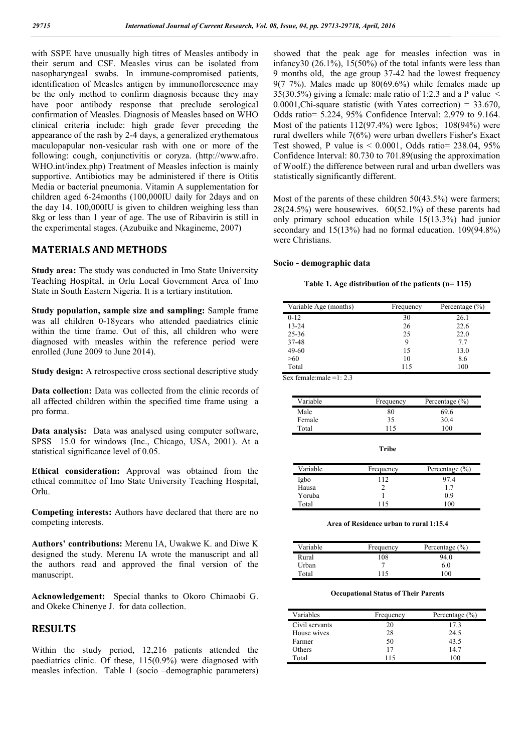with SSPE have unusually high titres of Measles antibody in their serum and CSF. Measles virus can be isolated from nasopharyngeal swabs. In immune-compromised patients, identification of Measles antigen by immunoflorescence may be the only method to confirm diagnosis because they may have poor antibody response that preclude serological confirmation of Measles. Diagnosis of Measles based on WHO clinical criteria include: high grade fever preceding the appearance of the rash by 2-4 days, a generalized erythematous maculopapular non-vesicular rash with one or more of the following: cough, conjunctivitis or coryza. (http://www.afro.WHO.int/index.php) Treatment of Measles infection is mainly supportive. Antibiotics may be administered if there is Otitis Media or bacterial pneumonia. Vitamin A supplementation for children aged 6-24months (100,000IU daily for 2days and on the day 14. 100,000IU is given to children weighing less than 8kg or less than 1 year of age. The use of Ribavirin is still in the experimental stages. (Azubuike and Nkagineme, 2007)

## MATERIALS AND METHODS

**Study area:** The study was conducted in Imo State University Teaching Hospital, in Orlu Local Government Area of Imo State in South Eastern Nigeria. It is a tertiary institution.

**Study population, sample size and sampling:** Sample frame was all children 0-18years who attended paediatrics clinic within the time frame. Out of this, all children who were diagnosed with measles within the reference period were enrolled (June 2009 to June 2014).

**Study design:** A retrospective cross sectional descriptive study

**Data collection:** Data was collected from the clinic records of all affected children within the specified time frame using a pro forma.

**Data analysis:** Data was analysed using computer software, SPSS 15.0 for windows (Inc., Chicago, USA, 2001). At a statistical significance level of 0.05.

**Ethical consideration:** Approval was obtained from the ethical committee of Imo State University Teaching Hospital, Orlu.

**Competing interests:** Authors have declared that there are no competing interests.

**Authors' contributions:** Merenu IA, Uwakwe K. and Diwe K designed the study. Merenu IA wrote the manuscript and all the authors read and approved the final version of the manuscript.

**Acknowledgement:** Special thanks to Okoro Chimaobi G. and Okeke Chinenye J. for data collection.

## RESULTS

Within the study period, 12,216 patients attended the paediatrics clinic. Of these, 115(0.9%) were diagnosed with measles infection. Table 1 (socio –demographic parameters) showed that the peak age for measles infection was in infancy30 (26.1%), 15(50%) of the total infants were less than 9 months old, the age group 37-42 had the lowest frequency 9(7 7%). Males made up 80(69.6%) while females made up 35(30.5%) giving a female: male ratio of 1:2.3 and a P value < 0.0001,Chi-square statistic (with Yates correction) = 33.670, Odds ratio= 5.224, 95% Confidence Interval: 2.979 to 9.164. Most of the patients 112(97.4%) were Igbos; 108(94%) were rural dwellers while 7(6%) were urban dwellers Fisher's Exact Test showed, P value is < 0.0001, Odds ratio= 238.04, 95% Confidence Interval: 80.730 to 701.89(using the approximation of Woolf.) the difference between rural and urban dwellers was statistically significantly different.

Most of the parents of these children 50(43.5%) were farmers; 28(24.5%) were housewives. 60(52.1%) of these parents had only primary school education while 15(13.3%) had junior secondary and 15(13%) had no formal education. 109(94.8%) were Christians.

### Socio - demographic data

**Table 1. Age distribution of the patients (n= 115)**

| Variable Age (months) | Frequency | Percentage (%) |
|---|---|---|
| 0-12 | 30 | 26.1 |
| 13-24 | 26 | 22.6 |
| 25-36 | 25 | 22.0 |
| 37-48 | 9 | 7.7 |
| 49-60 | 15 | 13.0 |
| >60 | 10 | 8.6 |
| Total | 115 | 100 |

Sex female:male =1: 2.3

| Variable | Frequency | Percentage (%) |
|---|---|---|
| Male | 80 | 69.6 |
| Female | 35 | 30.4 |
| Total | 115 | 100 |

**Tribe**

| Variable | Frequency | Percentage (%) |
|---|---|---|
| Igbo | 112 | 97.4 |
| Hausa | 2 | 1.7 |
| Yoruba | 1 | 0.9 |
| Total | 115 | 100 |

**Area of Residence urban to rural 1:15.4**

| Variable | Frequency | Percentage (%) |
|---|---|---|
| Rural | 108 | 94.0 |
| Urban | 7 | 6.0 |
| Total | 115 | 100 |

**Occupational Status of Their Parents**

| Variables | Frequency | Percentage (%) |
|---|---|---|
| Civil servants | 20 | 17.3 |
| House wives | 28 | 24.5 |
| Farmer | 50 | 43.5 |
| Others | 17 | 14.7 |
| Total | 115 | 100 |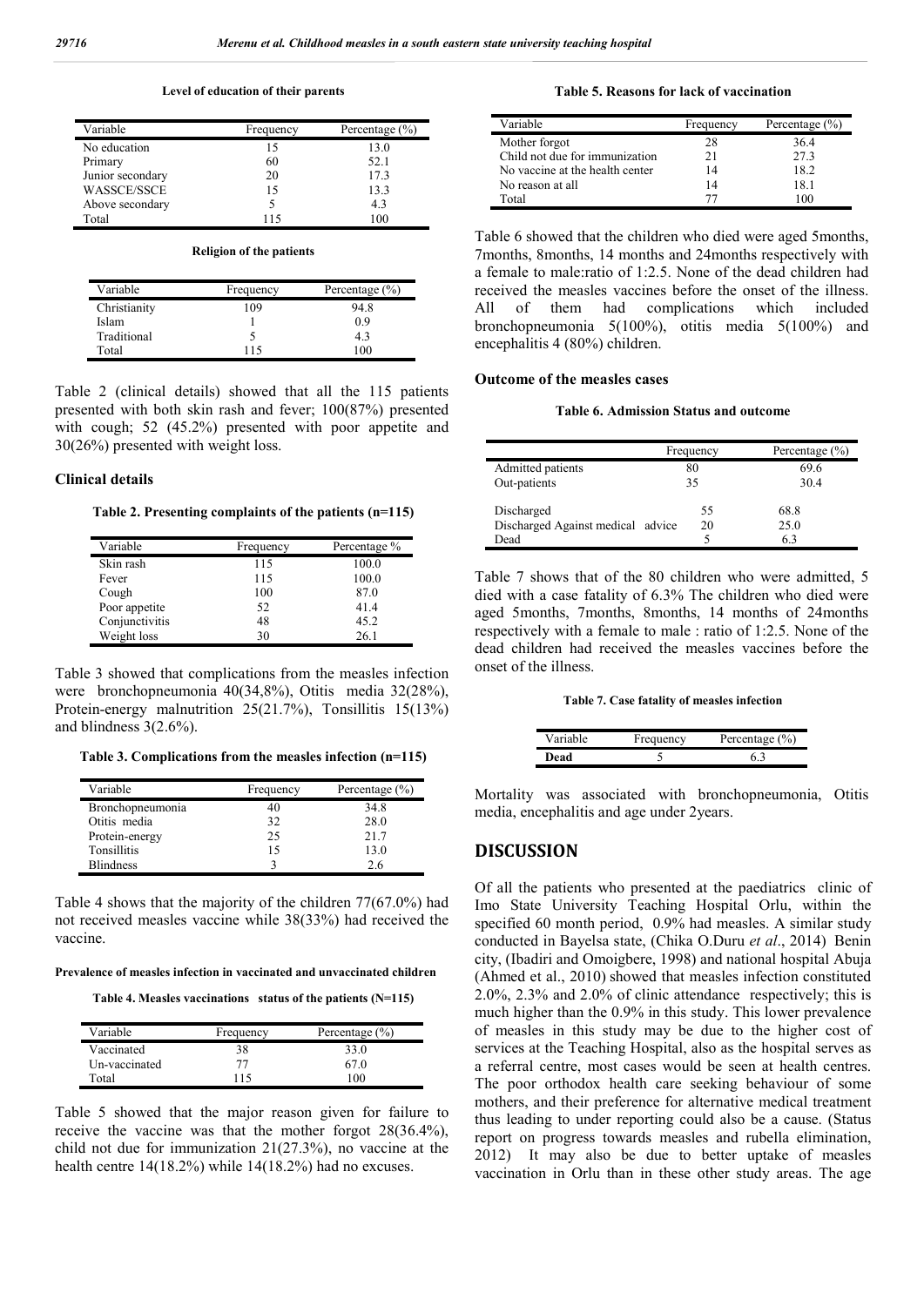**Level of education of their parents**

| Variable | Frequency | Percentage (%) |
|---|---|---|
| No education | 15 | 13.0 |
| Primary | 60 | 52.1 |
| Junior secondary | 20 | 17.3 |
| WASSCE/SSCE | 15 | 13.3 |
| Above secondary | 5 | 4.3 |
| Total | 115 | 100 |

**Religion of the patients**

| Variable | Frequency | Percentage (%) |
|---|---|---|
| Christianity | 109 | 94.8 |
| Islam | 1 | 0.9 |
| Traditional | 5 | 4.3 |
| Total | 115 | 100 |

Table 2 (clinical details) showed that all the 115 patients presented with both skin rash and fever; 100(87%) presented with cough; 52 (45.2%) presented with poor appetite and 30(26%) presented with weight loss.

### Clinical details

**Table 2. Presenting complaints of the patients (n=115)**

| Variable | Frequency | Percentage % |
|---|---|---|
| Skin rash | 115 | 100.0 |
| Fever | 115 | 100.0 |
| Cough | 100 | 87.0 |
| Poor appetite | 52 | 41.4 |
| Conjunctivitis | 48 | 45.2 |
| Weight loss | 30 | 26.1 |

Table 3 showed that complications from the measles infection were bronchopneumonia 40(34,8%), Otitis media 32(28%), Protein-energy malnutrition 25(21.7%), Tonsillitis 15(13%) and blindness 3(2.6%).

**Table 3. Complications from the measles infection (n=115)**

| Variable | Frequency | Percentage (%) |
|---|---|---|
| Bronchopneumonia | 40 | 34.8 |
| Otitis media | 32 | 28.0 |
| Protein-energy | 25 | 21.7 |
| Tonsillitis | 15 | 13.0 |
| Blindness | 3 | 2.6 |

Table 4 shows that the majority of the children 77(67.0%) had not received measles vaccine while 38(33%) had received the vaccine.

**Prevalence of measles infection in vaccinated and unvaccinated children**

**Table 4. Measles vaccinations status of the patients (N=115)**

| Variable | Frequency | Percentage (%) |
|---|---|---|
| Vaccinated | 38 | 33.0 |
| Un-vaccinated | 77 | 67.0 |
| Total | 115 | 100 |

Table 5 showed that the major reason given for failure to receive the vaccine was that the mother forgot 28(36.4%), child not due for immunization 21(27.3%), no vaccine at the health centre 14(18.2%) while 14(18.2%) had no excuses.

**Table 5. Reasons for lack of vaccination**

| Variable | Frequency | Percentage (%) |
|---|---|---|
| Mother forgot | 28 | 36.4 |
| Child not due for immunization | 21 | 27.3 |
| No vaccine at the health center | 14 | 18.2 |
| No reason at all | 14 | 18.1 |
| Total | 77 | 100 |

Table 6 showed that the children who died were aged 5months, 7months, 8months, 14 months and 24months respectively with a female to male:ratio of 1:2.5. None of the dead children had received the measles vaccines before the onset of the illness. All of them had complications which included bronchopneumonia 5(100%), otitis media 5(100%) and encephalitis 4 (80%) children.

### Outcome of the measles cases

**Table 6. Admission Status and outcome**

| | Frequency | Percentage (%) |
|---|---|---|
| Admitted patients | 80 | 69.6 |
| Out-patients | 35 | 30.4 |
| Discharged | 55 | 68.8 |
| Discharged Against medical advice | 20 | 25.0 |
| Dead | 5 | 6.3 |

Table 7 shows that of the 80 children who were admitted, 5 died with a case fatality of 6.3% The children who died were aged 5months, 7months, 8months, 14 months of 24months respectively with a female to male : ratio of 1:2.5. None of the dead children had received the measles vaccines before the onset of the illness.

**Table 7. Case fatality of measles infection**

| Variable | Frequency | Percentage (%) |
|---|---|---|
| **Dead** | 5 | 6.3 |

Mortality was associated with bronchopneumonia, Otitis media, encephalitis and age under 2years.

## DISCUSSION

Of all the patients who presented at the paediatrics clinic of Imo State University Teaching Hospital Orlu, within the specified 60 month period, 0.9% had measles. A similar study conducted in Bayelsa state, (Chika O.Duru *et al*., 2014) Benin city, (Ibadiri and Omoigbere, 1998) and national hospital Abuja (Ahmed et al., 2010) showed that measles infection constituted 2.0%, 2.3% and 2.0% of clinic attendance respectively; this is much higher than the 0.9% in this study. This lower prevalence of measles in this study may be due to the higher cost of services at the Teaching Hospital, also as the hospital serves as a referral centre, most cases would be seen at health centres. The poor orthodox health care seeking behaviour of some mothers, and their preference for alternative medical treatment thus leading to under reporting could also be a cause. (Status report on progress towards measles and rubella elimination, 2012) It may also be due to better uptake of measles vaccination in Orlu than in these other study areas. The age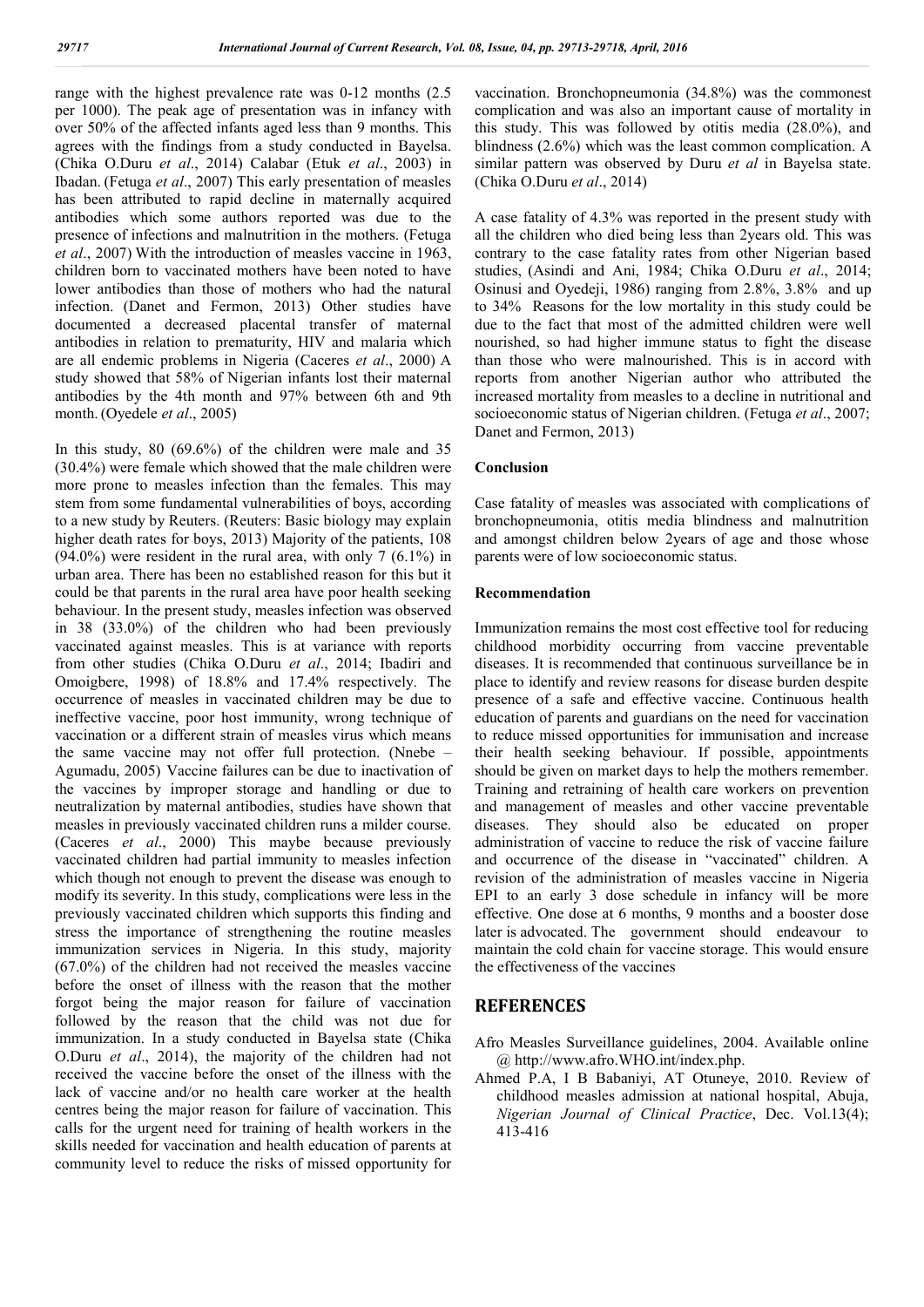range with the highest prevalence rate was 0-12 months (2.5 per 1000). The peak age of presentation was in infancy with over 50% of the affected infants aged less than 9 months. This agrees with the findings from a study conducted in Bayelsa. (Chika O.Duru *et al*., 2014) Calabar (Etuk *et al*., 2003) in Ibadan. (Fetuga *et al*., 2007) This early presentation of measles has been attributed to rapid decline in maternally acquired antibodies which some authors reported was due to the presence of infections and malnutrition in the mothers. (Fetuga *et al*., 2007) With the introduction of measles vaccine in 1963, children born to vaccinated mothers have been noted to have lower antibodies than those of mothers who had the natural infection. (Danet and Fermon, 2013) Other studies have documented a decreased placental transfer of maternal antibodies in relation to prematurity, HIV and malaria which are all endemic problems in Nigeria (Caceres *et al*., 2000) A study showed that 58% of Nigerian infants lost their maternal antibodies by the 4th month and 97% between 6th and 9th month. (Oyedele *et al*., 2005)

In this study, 80 (69.6%) of the children were male and 35 (30.4%) were female which showed that the male children were more prone to measles infection than the females. This may stem from some fundamental vulnerabilities of boys, according to a new study by Reuters. (Reuters: Basic biology may explain higher death rates for boys, 2013) Majority of the patients, 108 (94.0%) were resident in the rural area, with only 7 (6.1%) in urban area. There has been no established reason for this but it could be that parents in the rural area have poor health seeking behaviour. In the present study, measles infection was observed in 38 (33.0%) of the children who had been previously vaccinated against measles. This is at variance with reports from other studies (Chika O.Duru *et al*., 2014; Ibadiri and Omoigbere, 1998) of 18.8% and 17.4% respectively. The occurrence of measles in vaccinated children may be due to ineffective vaccine, poor host immunity, wrong technique of vaccination or a different strain of measles virus which means the same vaccine may not offer full protection. (Nnebe – Agumadu, 2005) Vaccine failures can be due to inactivation of the vaccines by improper storage and handling or due to neutralization by maternal antibodies, studies have shown that measles in previously vaccinated children runs a milder course. (Caceres *et al*., 2000) This maybe because previously vaccinated children had partial immunity to measles infection which though not enough to prevent the disease was enough to modify its severity. In this study, complications were less in the previously vaccinated children which supports this finding and stress the importance of strengthening the routine measles immunization services in Nigeria. In this study, majority (67.0%) of the children had not received the measles vaccine before the onset of illness with the reason that the mother forgot being the major reason for failure of vaccination followed by the reason that the child was not due for immunization. In a study conducted in Bayelsa state (Chika O.Duru *et al*., 2014), the majority of the children had not received the vaccine before the onset of the illness with the lack of vaccine and/or no health care worker at the health centres being the major reason for failure of vaccination. This calls for the urgent need for training of health workers in the skills needed for vaccination and health education of parents at community level to reduce the risks of missed opportunity for vaccination. Bronchopneumonia (34.8%) was the commonest complication and was also an important cause of mortality in this study. This was followed by otitis media (28.0%), and blindness (2.6%) which was the least common complication. A similar pattern was observed by Duru *et al* in Bayelsa state. (Chika O.Duru *et al*., 2014)

A case fatality of 4.3% was reported in the present study with all the children who died being less than 2years old. This was contrary to the case fatality rates from other Nigerian based studies, (Asindi and Ani, 1984; Chika O.Duru *et al*., 2014; Osinusi and Oyedeji, 1986) ranging from 2.8%, 3.8% and up to 34% Reasons for the low mortality in this study could be due to the fact that most of the admitted children were well nourished, so had higher immune status to fight the disease than those who were malnourished. This is in accord with reports from another Nigerian author who attributed the increased mortality from measles to a decline in nutritional and socioeconomic status of Nigerian children. (Fetuga *et al*., 2007; Danet and Fermon, 2013)

## Conclusion

Case fatality of measles was associated with complications of bronchopneumonia, otitis media blindness and malnutrition and amongst children below 2years of age and those whose parents were of low socioeconomic status.

## Recommendation

Immunization remains the most cost effective tool for reducing childhood morbidity occurring from vaccine preventable diseases. It is recommended that continuous surveillance be in place to identify and review reasons for disease burden despite presence of a safe and effective vaccine. Continuous health education of parents and guardians on the need for vaccination to reduce missed opportunities for immunisation and increase their health seeking behaviour. If possible, appointments should be given on market days to help the mothers remember. Training and retraining of health care workers on prevention and management of measles and other vaccine preventable diseases. They should also be educated on proper administration of vaccine to reduce the risk of vaccine failure and occurrence of the disease in "vaccinated" children. A revision of the administration of measles vaccine in Nigeria EPI to an early 3 dose schedule in infancy will be more effective. One dose at 6 months, 9 months and a booster dose later is advocated. The government should endeavour to maintain the cold chain for vaccine storage. This would ensure the effectiveness of the vaccines

## REFERENCES

Afro Measles Surveillance guidelines, 2004. Available online @ http://www.afro.WHO.int/index.php.

Ahmed P.A, I B Babaniyi, AT Otuneye, 2010. Review of childhood measles admission at national hospital, Abuja, *Nigerian Journal of Clinical Practice*, Dec. Vol.13(4); 413-416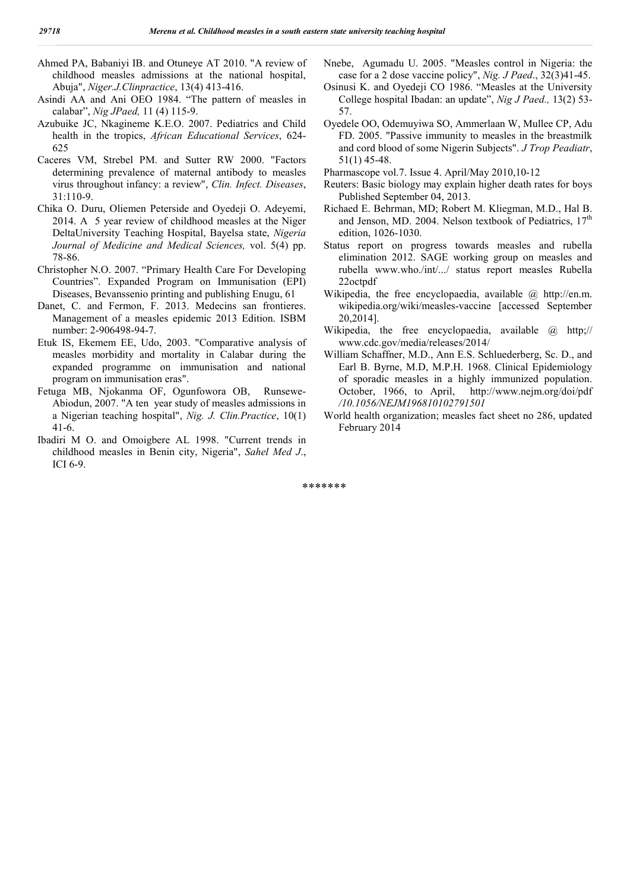Ahmed PA, Babaniyi IB. and Otuneye AT 2010. "A review of childhood measles admissions at the national hospital, Abuja", *Niger.J.Clinpractice*, 13(4) 413-416.

Asindi AA and Ani OEO 1984. "The pattern of measles in calabar", *Nig JPaed,* 11 (4) 115-9.

Azubuike JC, Nkagineme K.E.O. 2007. Pediatrics and Child health in the tropics, *African Educational Services*, 624-625

Caceres VM, Strebel PM. and Sutter RW 2000. "Factors determining prevalence of maternal antibody to measles virus throughout infancy: a review", *Clin. Infect. Diseases*, 31:110-9.

Chika O. Duru, Oliemen Peterside and Oyedeji O. Adeyemi, 2014. A 5 year review of childhood measles at the Niger DeltaUniversity Teaching Hospital, Bayelsa state, *Nigeria Journal of Medicine and Medical Sciences,* vol. 5(4) pp. 78-86.

Christopher N.O. 2007. "Primary Health Care For Developing Countries". Expanded Program on Immunisation (EPI) Diseases, Bevanssenio printing and publishing Enugu, 61

Danet, C. and Fermon, F. 2013. Medecins san frontieres. Management of a measles epidemic 2013 Edition. ISBM number: 2-906498-94-7.

Etuk IS, Ekemem EE, Udo, 2003. "Comparative analysis of measles morbidity and mortality in Calabar during the expanded programme on immunisation and national program on immunisation eras".

Fetuga MB, Njokanma OF, Ogunfowora OB, Runsewe-Abiodun, 2007. "A ten year study of measles admissions in a Nigerian teaching hospital", *Nig. J. Clin.Practice*, 10(1) 41-6.

Ibadiri M O. and Omoigbere AL 1998. "Current trends in childhood measles in Benin city, Nigeria", *Sahel Med J*., ICI 6-9.

Nnebe, Agumadu U. 2005. "Measles control in Nigeria: the case for a 2 dose vaccine policy", *Nig. J Paed*., 32(3)41-45.

Osinusi K. and Oyedeji CO 1986. "Measles at the University College hospital Ibadan: an update", *Nig J Paed.,* 13(2) 53-57.

Oyedele OO, Odemuyiwa SO, Ammerlaan W, Mullee CP, Adu FD. 2005. "Passive immunity to measles in the breastmilk and cord blood of some Nigerin Subjects". *J Trop Peadiatr*, 51(1) 45-48.

Pharmascope vol.7. Issue 4. April/May 2010,10-12

Reuters: Basic biology may explain higher death rates for boys Published September 04, 2013.

Richaed E. Behrman, MD; Robert M. Kliegman, M.D., Hal B. and Jenson, MD. 2004. Nelson textbook of Pediatrics, 17th edition, 1026-1030.

Status report on progress towards measles and rubella elimination 2012. SAGE working group on measles and rubella www.who./int/.../ status report measles Rubella 22octpdf

Wikipedia, the free encyclopaedia, available @ http://en.m. wikipedia.org/wiki/measles-vaccine [accessed September 20,2014].

Wikipedia, the free encyclopaedia, available @ http;// www.cdc.gov/media/releases/2014/

William Schaffner, M.D., Ann E.S. Schluederberg, Sc. D., and Earl B. Byrne, M.D, M.P.H. 1968. Clinical Epidemiology of sporadic measles in a highly immunized population. October, 1966, to April, http://www.nejm.org/doi/pdf */10.1056/NEJM196810102791501*

World health organization; measles fact sheet no 286, updated February 2014

\*\*\*\*\*\*\*